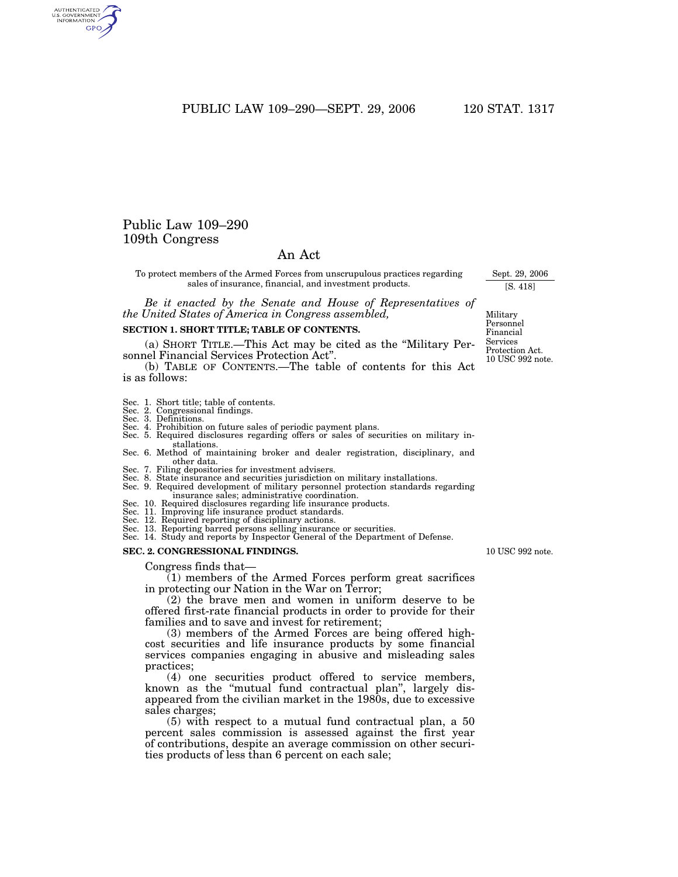# Public Law 109–290
# 109th Congress

## An Act

To protect members of the Armed Forces from unscrupulous practices regarding sales of insurance, financial, and investment products.

Sept. 29, 2006

[S. 418]

*Be it enacted by the Senate and House of Representatives of the United States of America in Congress assembled,*

Military Personnel Financial Services Protection Act. 10 USC 992 note.

### SECTION 1. SHORT TITLE; TABLE OF CONTENTS.

(a) SHORT TITLE.—This Act may be cited as the "Military Personnel Financial Services Protection Act".

(b) TABLE OF CONTENTS.—The table of contents for this Act is as follows:

Sec. 1. Short title; table of contents.
Sec. 2. Congressional findings.
Sec. 3. Definitions.
Sec. 4. Prohibition on future sales of periodic payment plans.
Sec. 5. Required disclosures regarding offers or sales of securities on military installations.
Sec. 6. Method of maintaining broker and dealer registration, disciplinary, and other data.
Sec. 7. Filing depositories for investment advisers.
Sec. 8. State insurance and securities jurisdiction on military installations.
Sec. 9. Required development of military personnel protection standards regarding insurance sales; administrative coordination.
Sec. 10. Required disclosures regarding life insurance products.
Sec. 11. Improving life insurance product standards.
Sec. 12. Required reporting of disciplinary actions.
Sec. 13. Reporting barred persons selling insurance or securities.
Sec. 14. Study and reports by Inspector General of the Department of Defense.

### SEC. 2. CONGRESSIONAL FINDINGS.

10 USC 992 note.

Congress finds that—

(1) members of the Armed Forces perform great sacrifices in protecting our Nation in the War on Terror;

(2) the brave men and women in uniform deserve to be offered first-rate financial products in order to provide for their families and to save and invest for retirement;

(3) members of the Armed Forces are being offered high-cost securities and life insurance products by some financial services companies engaging in abusive and misleading sales practices;

(4) one securities product offered to service members, known as the "mutual fund contractual plan", largely disappeared from the civilian market in the 1980s, due to excessive sales charges;

(5) with respect to a mutual fund contractual plan, a 50 percent sales commission is assessed against the first year of contributions, despite an average commission on other securities products of less than 6 percent on each sale;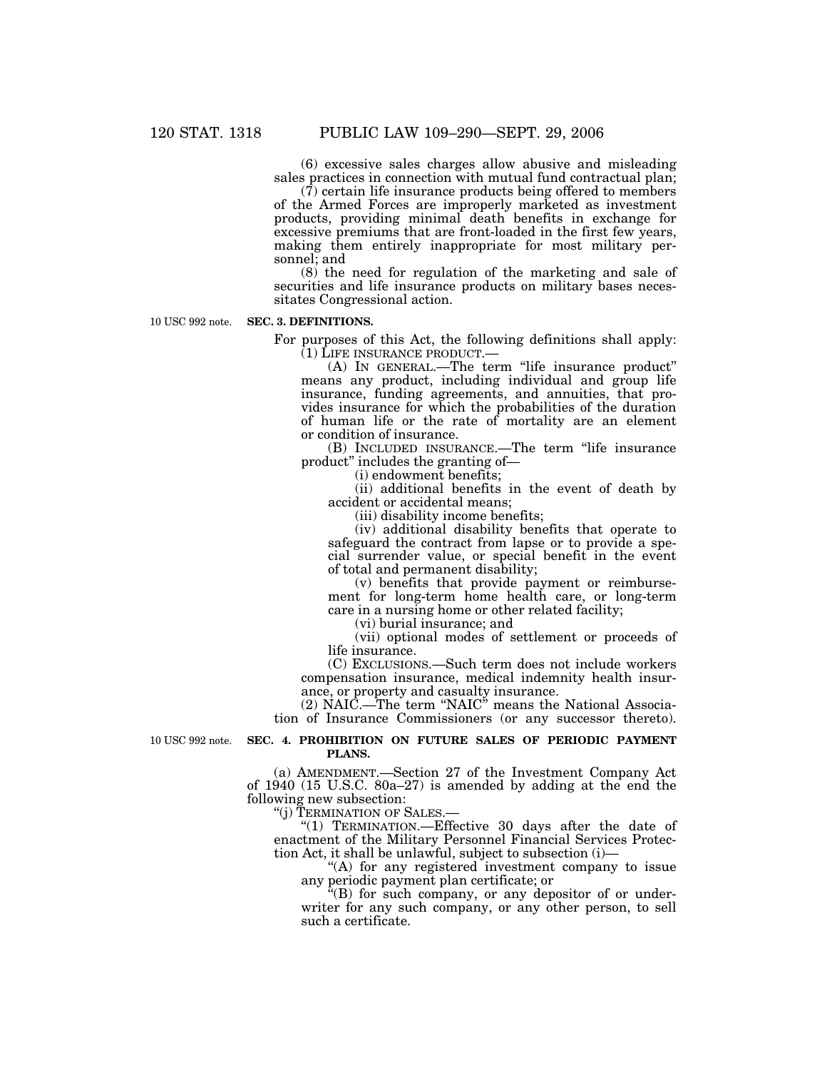(6) excessive sales charges allow abusive and misleading sales practices in connection with mutual fund contractual plan;

(7) certain life insurance products being offered to members of the Armed Forces are improperly marketed as investment products, providing minimal death benefits in exchange for excessive premiums that are front-loaded in the first few years, making them entirely inappropriate for most military personnel; and

(8) the need for regulation of the marketing and sale of securities and life insurance products on military bases necessitates Congressional action.

10 USC 992 note.

**SEC. 3. DEFINITIONS.**

For purposes of this Act, the following definitions shall apply:

(1) LIFE INSURANCE PRODUCT.—

(A) IN GENERAL.—The term "life insurance product" means any product, including individual and group life insurance, funding agreements, and annuities, that provides insurance for which the probabilities of the duration of human life or the rate of mortality are an element or condition of insurance.

(B) INCLUDED INSURANCE.—The term "life insurance product" includes the granting of—

(i) endowment benefits;

(ii) additional benefits in the event of death by accident or accidental means;

(iii) disability income benefits;

(iv) additional disability benefits that operate to safeguard the contract from lapse or to provide a special surrender value, or special benefit in the event of total and permanent disability;

(v) benefits that provide payment or reimbursement for long-term home health care, or long-term care in a nursing home or other related facility;

(vi) burial insurance; and

(vii) optional modes of settlement or proceeds of life insurance.

(C) EXCLUSIONS.—Such term does not include workers compensation insurance, medical indemnity health insurance, or property and casualty insurance.

(2) NAIC.—The term "NAIC" means the National Association of Insurance Commissioners (or any successor thereto).

10 USC 992 note.

**SEC. 4. PROHIBITION ON FUTURE SALES OF PERIODIC PAYMENT PLANS.**

(a) AMENDMENT.—Section 27 of the Investment Company Act of 1940 (15 U.S.C. 80a–27) is amended by adding at the end the following new subsection:

"(j) TERMINATION OF SALES.—

"(1) TERMINATION.—Effective 30 days after the date of enactment of the Military Personnel Financial Services Protection Act, it shall be unlawful, subject to subsection (i)—

"(A) for any registered investment company to issue any periodic payment plan certificate; or

"(B) for such company, or any depositor of or underwriter for any such company, or any other person, to sell such a certificate.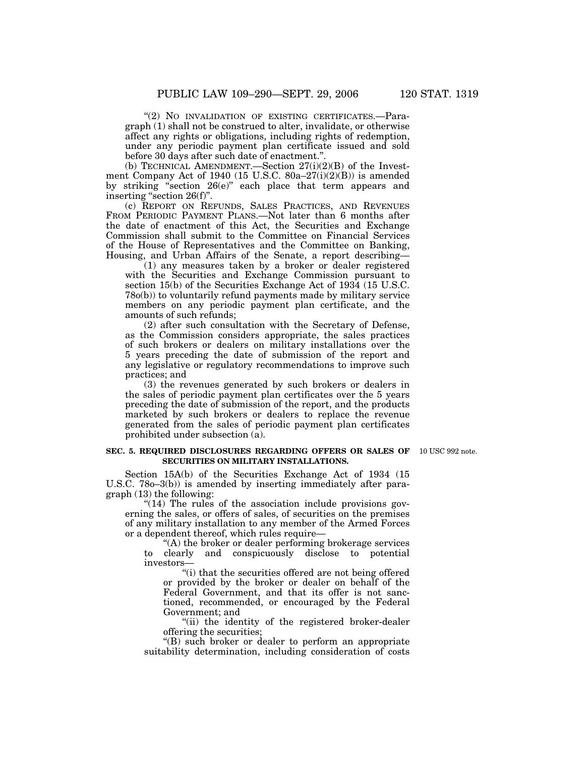"(2) NO INVALIDATION OF EXISTING CERTIFICATES.—Paragraph (1) shall not be construed to alter, invalidate, or otherwise affect any rights or obligations, including rights of redemption, under any periodic payment plan certificate issued and sold before 30 days after such date of enactment.".

(b) TECHNICAL AMENDMENT.—Section 27(i)(2)(B) of the Investment Company Act of 1940 (15 U.S.C. 80a–27(i)(2)(B)) is amended by striking "section 26(e)" each place that term appears and inserting "section 26(f)".

(c) REPORT ON REFUNDS, SALES PRACTICES, AND REVENUES FROM PERIODIC PAYMENT PLANS.—Not later than 6 months after the date of enactment of this Act, the Securities and Exchange Commission shall submit to the Committee on Financial Services of the House of Representatives and the Committee on Banking, Housing, and Urban Affairs of the Senate, a report describing—

(1) any measures taken by a broker or dealer registered with the Securities and Exchange Commission pursuant to section 15(b) of the Securities Exchange Act of 1934 (15 U.S.C. 78o(b)) to voluntarily refund payments made by military service members on any periodic payment plan certificate, and the amounts of such refunds;

(2) after such consultation with the Secretary of Defense, as the Commission considers appropriate, the sales practices of such brokers or dealers on military installations over the 5 years preceding the date of submission of the report and any legislative or regulatory recommendations to improve such practices; and

(3) the revenues generated by such brokers or dealers in the sales of periodic payment plan certificates over the 5 years preceding the date of submission of the report, and the products marketed by such brokers or dealers to replace the revenue generated from the sales of periodic payment plan certificates prohibited under subsection (a).

**SEC. 5. REQUIRED DISCLOSURES REGARDING OFFERS OR SALES OF SECURITIES ON MILITARY INSTALLATIONS.**

10 USC 992 note.

Section 15A(b) of the Securities Exchange Act of 1934 (15 U.S.C. 78o–3(b)) is amended by inserting immediately after paragraph (13) the following:

"(14) The rules of the association include provisions governing the sales, or offers of sales, of securities on the premises of any military installation to any member of the Armed Forces or a dependent thereof, which rules require—

"(A) the broker or dealer performing brokerage services to clearly and conspicuously disclose to potential investors—

"(i) that the securities offered are not being offered or provided by the broker or dealer on behalf of the Federal Government, and that its offer is not sanctioned, recommended, or encouraged by the Federal Government; and

"(ii) the identity of the registered broker-dealer offering the securities;

"(B) such broker or dealer to perform an appropriate suitability determination, including consideration of costs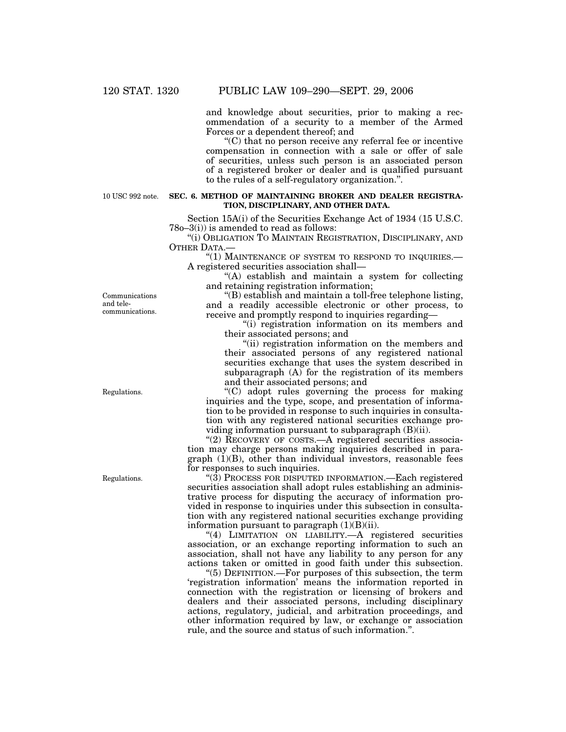and knowledge about securities, prior to making a recommendation of a security to a member of the Armed Forces or a dependent thereof; and

"(C) that no person receive any referral fee or incentive compensation in connection with a sale or offer of sale of securities, unless such person is an associated person of a registered broker or dealer and is qualified pursuant to the rules of a self-regulatory organization.".

10 USC 992 note.

**SEC. 6. METHOD OF MAINTAINING BROKER AND DEALER REGISTRATION, DISCIPLINARY, AND OTHER DATA.**

Section 15A(i) of the Securities Exchange Act of 1934 (15 U.S.C. 78o–3(i)) is amended to read as follows:

"(i) OBLIGATION TO MAINTAIN REGISTRATION, DISCIPLINARY, AND OTHER DATA.—

"(1) MAINTENANCE OF SYSTEM TO RESPOND TO INQUIRIES.—A registered securities association shall—

"(A) establish and maintain a system for collecting and retaining registration information;

Communications and telecommunications.

"(B) establish and maintain a toll-free telephone listing, and a readily accessible electronic or other process, to receive and promptly respond to inquiries regarding—

"(i) registration information on its members and their associated persons; and

"(ii) registration information on the members and their associated persons of any registered national securities exchange that uses the system described in subparagraph (A) for the registration of its members and their associated persons; and

Regulations.

"(C) adopt rules governing the process for making inquiries and the type, scope, and presentation of information to be provided in response to such inquiries in consultation with any registered national securities exchange providing information pursuant to subparagraph (B)(ii).

"(2) RECOVERY OF COSTS.—A registered securities association may charge persons making inquiries described in paragraph (1)(B), other than individual investors, reasonable fees for responses to such inquiries.

Regulations.

"(3) PROCESS FOR DISPUTED INFORMATION.—Each registered securities association shall adopt rules establishing an administrative process for disputing the accuracy of information provided in response to inquiries under this subsection in consultation with any registered national securities exchange providing information pursuant to paragraph (1)(B)(ii).

"(4) LIMITATION ON LIABILITY.—A registered securities association, or an exchange reporting information to such an association, shall not have any liability to any person for any actions taken or omitted in good faith under this subsection.

"(5) DEFINITION.—For purposes of this subsection, the term 'registration information' means the information reported in connection with the registration or licensing of brokers and dealers and their associated persons, including disciplinary actions, regulatory, judicial, and arbitration proceedings, and other information required by law, or exchange or association rule, and the source and status of such information.".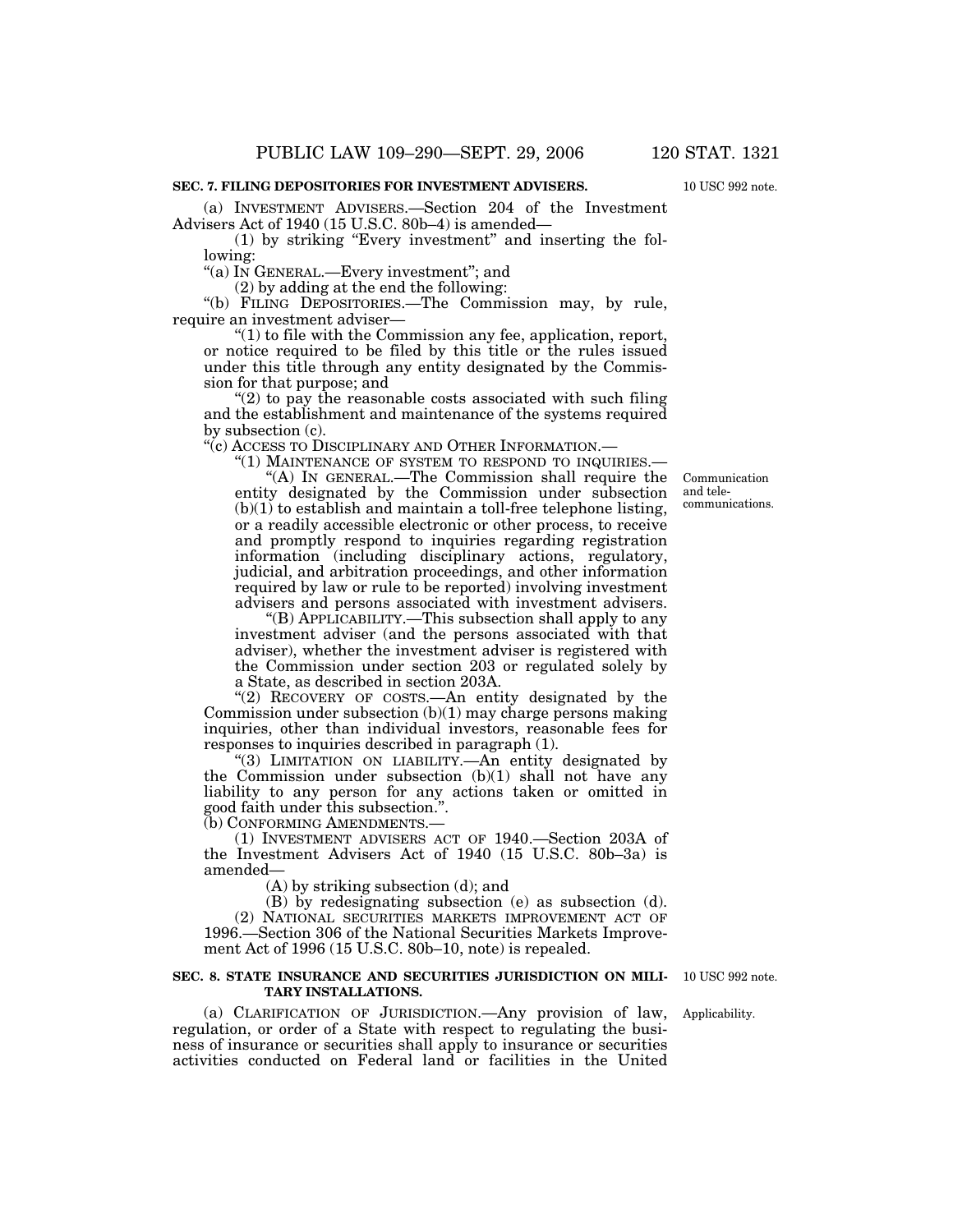**SEC. 7. FILING DEPOSITORIES FOR INVESTMENT ADVISERS.**

10 USC 992 note.

(a) INVESTMENT ADVISERS.—Section 204 of the Investment Advisers Act of 1940 (15 U.S.C. 80b–4) is amended—

(1) by striking "Every investment" and inserting the following:

"(a) IN GENERAL.—Every investment"; and

(2) by adding at the end the following:

"(b) FILING DEPOSITORIES.—The Commission may, by rule, require an investment adviser—

"(1) to file with the Commission any fee, application, report, or notice required to be filed by this title or the rules issued under this title through any entity designated by the Commission for that purpose; and

"(2) to pay the reasonable costs associated with such filing and the establishment and maintenance of the systems required by subsection (c).

"(c) ACCESS TO DISCIPLINARY AND OTHER INFORMATION.—

"(1) MAINTENANCE OF SYSTEM TO RESPOND TO INQUIRIES.—

Communication and telecommunications.

"(A) IN GENERAL.—The Commission shall require the entity designated by the Commission under subsection (b)(1) to establish and maintain a toll-free telephone listing, or a readily accessible electronic or other process, to receive and promptly respond to inquiries regarding registration information (including disciplinary actions, regulatory, judicial, and arbitration proceedings, and other information required by law or rule to be reported) involving investment advisers and persons associated with investment advisers.

"(B) APPLICABILITY.—This subsection shall apply to any investment adviser (and the persons associated with that adviser), whether the investment adviser is registered with the Commission under section 203 or regulated solely by a State, as described in section 203A.

"(2) RECOVERY OF COSTS.—An entity designated by the Commission under subsection (b)(1) may charge persons making inquiries, other than individual investors, reasonable fees for responses to inquiries described in paragraph (1).

"(3) LIMITATION ON LIABILITY.—An entity designated by the Commission under subsection (b)(1) shall not have any liability to any person for any actions taken or omitted in good faith under this subsection.".

(b) CONFORMING AMENDMENTS.—

(1) INVESTMENT ADVISERS ACT OF 1940.—Section 203A of the Investment Advisers Act of 1940 (15 U.S.C. 80b–3a) is amended—

(A) by striking subsection (d); and

(B) by redesignating subsection (e) as subsection (d).

(2) NATIONAL SECURITIES MARKETS IMPROVEMENT ACT OF 1996.—Section 306 of the National Securities Markets Improvement Act of 1996 (15 U.S.C. 80b–10, note) is repealed.

**SEC. 8. STATE INSURANCE AND SECURITIES JURISDICTION ON MILITARY INSTALLATIONS.**

10 USC 992 note.

Applicability.

(a) CLARIFICATION OF JURISDICTION.—Any provision of law, regulation, or order of a State with respect to regulating the business of insurance or securities shall apply to insurance or securities activities conducted on Federal land or facilities in the United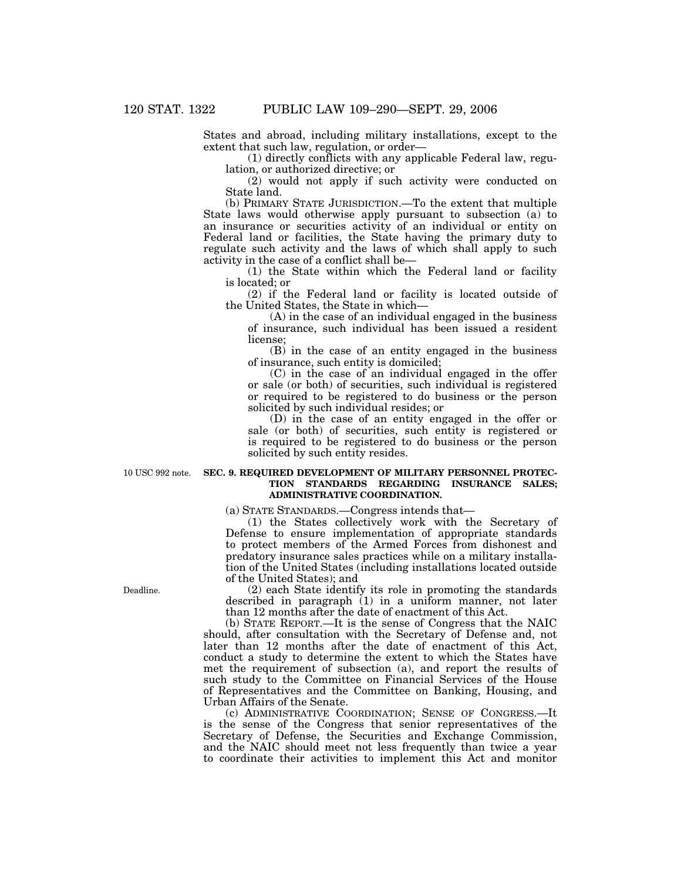States and abroad, including military installations, except to the extent that such law, regulation, or order—

(1) directly conflicts with any applicable Federal law, regulation, or authorized directive; or

(2) would not apply if such activity were conducted on State land.

(b) PRIMARY STATE JURISDICTION.—To the extent that multiple State laws would otherwise apply pursuant to subsection (a) to an insurance or securities activity of an individual or entity on Federal land or facilities, the State having the primary duty to regulate such activity and the laws of which shall apply to such activity in the case of a conflict shall be—

(1) the State within which the Federal land or facility is located; or

(2) if the Federal land or facility is located outside of the United States, the State in which—

(A) in the case of an individual engaged in the business of insurance, such individual has been issued a resident license;

(B) in the case of an entity engaged in the business of insurance, such entity is domiciled;

(C) in the case of an individual engaged in the offer or sale (or both) of securities, such individual is registered or required to be registered to do business or the person solicited by such individual resides; or

(D) in the case of an entity engaged in the offer or sale (or both) of securities, such entity is registered or is required to be registered to do business or the person solicited by such entity resides.

10 USC 992 note.

**SEC. 9. REQUIRED DEVELOPMENT OF MILITARY PERSONNEL PROTECTION STANDARDS REGARDING INSURANCE SALES; ADMINISTRATIVE COORDINATION.**

(a) STATE STANDARDS.—Congress intends that—

(1) the States collectively work with the Secretary of Defense to ensure implementation of appropriate standards to protect members of the Armed Forces from dishonest and predatory insurance sales practices while on a military installation of the United States (including installations located outside of the United States); and

Deadline.

(2) each State identify its role in promoting the standards described in paragraph (1) in a uniform manner, not later than 12 months after the date of enactment of this Act.

(b) STATE REPORT.—It is the sense of Congress that the NAIC should, after consultation with the Secretary of Defense and, not later than 12 months after the date of enactment of this Act, conduct a study to determine the extent to which the States have met the requirement of subsection (a), and report the results of such study to the Committee on Financial Services of the House of Representatives and the Committee on Banking, Housing, and Urban Affairs of the Senate.

(c) ADMINISTRATIVE COORDINATION; SENSE OF CONGRESS.—It is the sense of the Congress that senior representatives of the Secretary of Defense, the Securities and Exchange Commission, and the NAIC should meet not less frequently than twice a year to coordinate their activities to implement this Act and monitor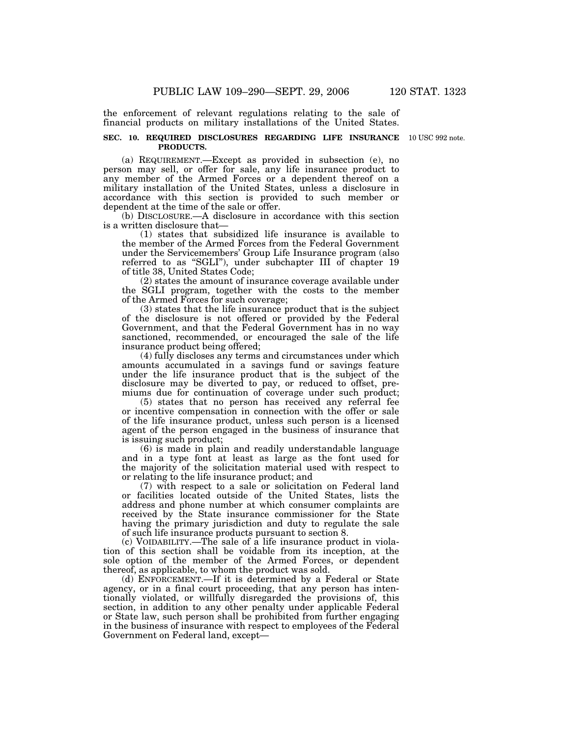the enforcement of relevant regulations relating to the sale of financial products on military installations of the United States.

**SEC. 10. REQUIRED DISCLOSURES REGARDING LIFE INSURANCE PRODUCTS.**

10 USC 992 note.

(a) REQUIREMENT.—Except as provided in subsection (e), no person may sell, or offer for sale, any life insurance product to any member of the Armed Forces or a dependent thereof on a military installation of the United States, unless a disclosure in accordance with this section is provided to such member or dependent at the time of the sale or offer.

(b) DISCLOSURE.—A disclosure in accordance with this section is a written disclosure that—

(1) states that subsidized life insurance is available to the member of the Armed Forces from the Federal Government under the Servicemembers' Group Life Insurance program (also referred to as "SGLI"), under subchapter III of chapter 19 of title 38, United States Code;

(2) states the amount of insurance coverage available under the SGLI program, together with the costs to the member of the Armed Forces for such coverage;

(3) states that the life insurance product that is the subject of the disclosure is not offered or provided by the Federal Government, and that the Federal Government has in no way sanctioned, recommended, or encouraged the sale of the life insurance product being offered;

(4) fully discloses any terms and circumstances under which amounts accumulated in a savings fund or savings feature under the life insurance product that is the subject of the disclosure may be diverted to pay, or reduced to offset, premiums due for continuation of coverage under such product;

(5) states that no person has received any referral fee or incentive compensation in connection with the offer or sale of the life insurance product, unless such person is a licensed agent of the person engaged in the business of insurance that is issuing such product;

(6) is made in plain and readily understandable language and in a type font at least as large as the font used for the majority of the solicitation material used with respect to or relating to the life insurance product; and

(7) with respect to a sale or solicitation on Federal land or facilities located outside of the United States, lists the address and phone number at which consumer complaints are received by the State insurance commissioner for the State having the primary jurisdiction and duty to regulate the sale of such life insurance products pursuant to section 8.

(c) VOIDABILITY.—The sale of a life insurance product in violation of this section shall be voidable from its inception, at the sole option of the member of the Armed Forces, or dependent thereof, as applicable, to whom the product was sold.

(d) ENFORCEMENT.—If it is determined by a Federal or State agency, or in a final court proceeding, that any person has intentionally violated, or willfully disregarded the provisions of, this section, in addition to any other penalty under applicable Federal or State law, such person shall be prohibited from further engaging in the business of insurance with respect to employees of the Federal Government on Federal land, except—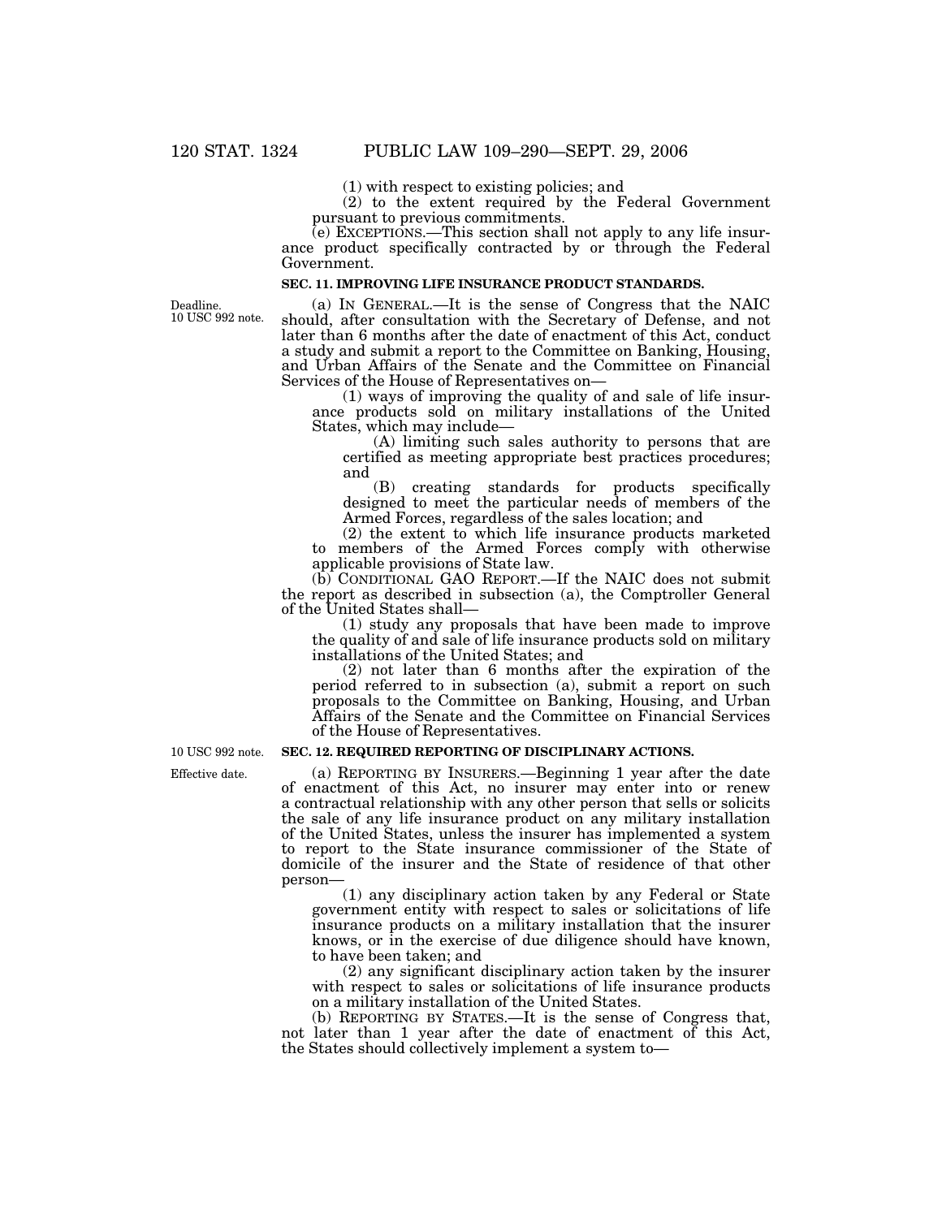(1) with respect to existing policies; and

(2) to the extent required by the Federal Government pursuant to previous commitments.

(e) EXCEPTIONS.—This section shall not apply to any life insurance product specifically contracted by or through the Federal Government.

**SEC. 11. IMPROVING LIFE INSURANCE PRODUCT STANDARDS.**

Deadline.
10 USC 992 note.

(a) IN GENERAL.—It is the sense of Congress that the NAIC should, after consultation with the Secretary of Defense, and not later than 6 months after the date of enactment of this Act, conduct a study and submit a report to the Committee on Banking, Housing, and Urban Affairs of the Senate and the Committee on Financial Services of the House of Representatives on—

(1) ways of improving the quality of and sale of life insurance products sold on military installations of the United States, which may include—

(A) limiting such sales authority to persons that are certified as meeting appropriate best practices procedures; and

(B) creating standards for products specifically designed to meet the particular needs of members of the Armed Forces, regardless of the sales location; and

(2) the extent to which life insurance products marketed to members of the Armed Forces comply with otherwise applicable provisions of State law.

(b) CONDITIONAL GAO REPORT.—If the NAIC does not submit the report as described in subsection (a), the Comptroller General of the United States shall—

(1) study any proposals that have been made to improve the quality of and sale of life insurance products sold on military installations of the United States; and

(2) not later than 6 months after the expiration of the period referred to in subsection (a), submit a report on such proposals to the Committee on Banking, Housing, and Urban Affairs of the Senate and the Committee on Financial Services of the House of Representatives.

10 USC 992 note.

**SEC. 12. REQUIRED REPORTING OF DISCIPLINARY ACTIONS.**

Effective date.

(a) REPORTING BY INSURERS.—Beginning 1 year after the date of enactment of this Act, no insurer may enter into or renew a contractual relationship with any other person that sells or solicits the sale of any life insurance product on any military installation of the United States, unless the insurer has implemented a system to report to the State insurance commissioner of the State of domicile of the insurer and the State of residence of that other person—

(1) any disciplinary action taken by any Federal or State government entity with respect to sales or solicitations of life insurance products on a military installation that the insurer knows, or in the exercise of due diligence should have known, to have been taken; and

(2) any significant disciplinary action taken by the insurer with respect to sales or solicitations of life insurance products on a military installation of the United States.

(b) REPORTING BY STATES.—It is the sense of Congress that, not later than 1 year after the date of enactment of this Act, the States should collectively implement a system to—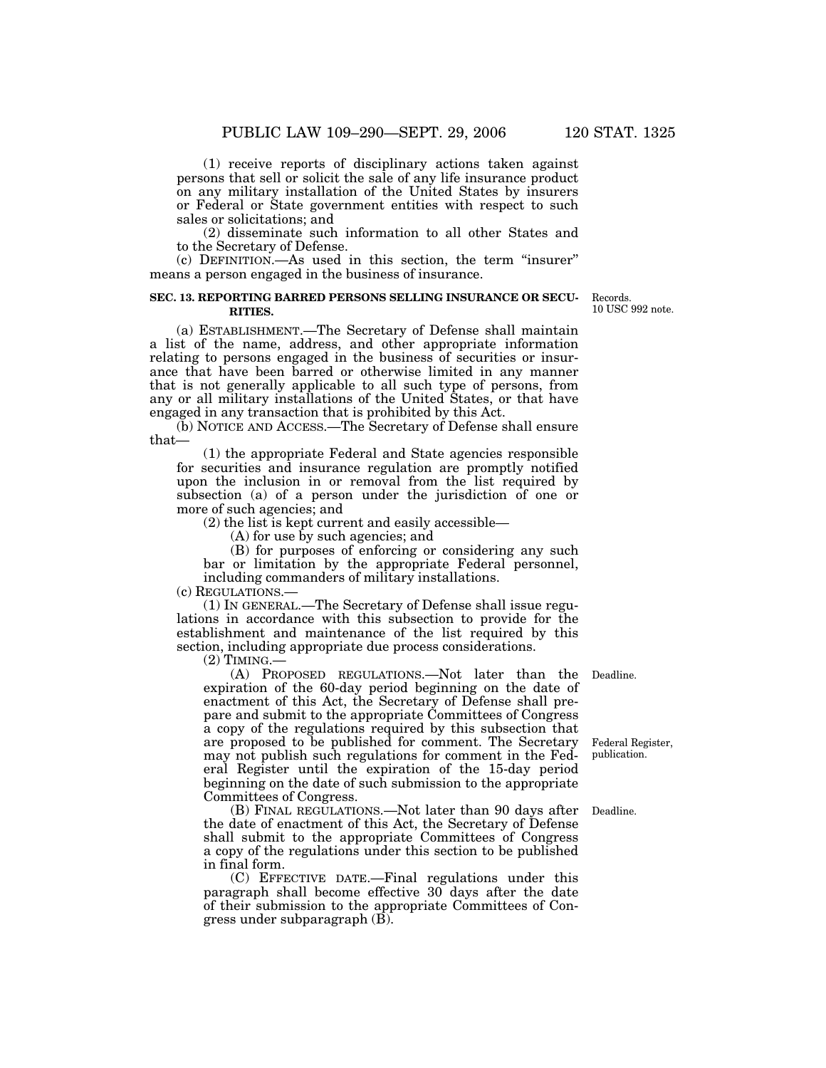(1) receive reports of disciplinary actions taken against persons that sell or solicit the sale of any life insurance product on any military installation of the United States by insurers or Federal or State government entities with respect to such sales or solicitations; and

(2) disseminate such information to all other States and to the Secretary of Defense.

(c) DEFINITION.—As used in this section, the term "insurer" means a person engaged in the business of insurance.

Records.
10 USC 992 note.

**SEC. 13. REPORTING BARRED PERSONS SELLING INSURANCE OR SECURITIES.**

(a) ESTABLISHMENT.—The Secretary of Defense shall maintain a list of the name, address, and other appropriate information relating to persons engaged in the business of securities or insurance that have been barred or otherwise limited in any manner that is not generally applicable to all such type of persons, from any or all military installations of the United States, or that have engaged in any transaction that is prohibited by this Act.

(b) NOTICE AND ACCESS.—The Secretary of Defense shall ensure that—

(1) the appropriate Federal and State agencies responsible for securities and insurance regulation are promptly notified upon the inclusion in or removal from the list required by subsection (a) of a person under the jurisdiction of one or more of such agencies; and

(2) the list is kept current and easily accessible—

(A) for use by such agencies; and

(B) for purposes of enforcing or considering any such bar or limitation by the appropriate Federal personnel, including commanders of military installations.

(c) REGULATIONS.—

(1) IN GENERAL.—The Secretary of Defense shall issue regulations in accordance with this subsection to provide for the establishment and maintenance of the list required by this section, including appropriate due process considerations.

(2) TIMING.—

Deadline.

(A) PROPOSED REGULATIONS.—Not later than the expiration of the 60-day period beginning on the date of enactment of this Act, the Secretary of Defense shall prepare and submit to the appropriate Committees of Congress a copy of the regulations required by this subsection that are proposed to be published for comment. The Secretary may not publish such regulations for comment in the Federal Register until the expiration of the 15-day period beginning on the date of such submission to the appropriate Committees of Congress.

Federal Register, publication.

Deadline.

(B) FINAL REGULATIONS.—Not later than 90 days after the date of enactment of this Act, the Secretary of Defense shall submit to the appropriate Committees of Congress a copy of the regulations under this section to be published in final form.

(C) EFFECTIVE DATE.—Final regulations under this paragraph shall become effective 30 days after the date of their submission to the appropriate Committees of Congress under subparagraph (B).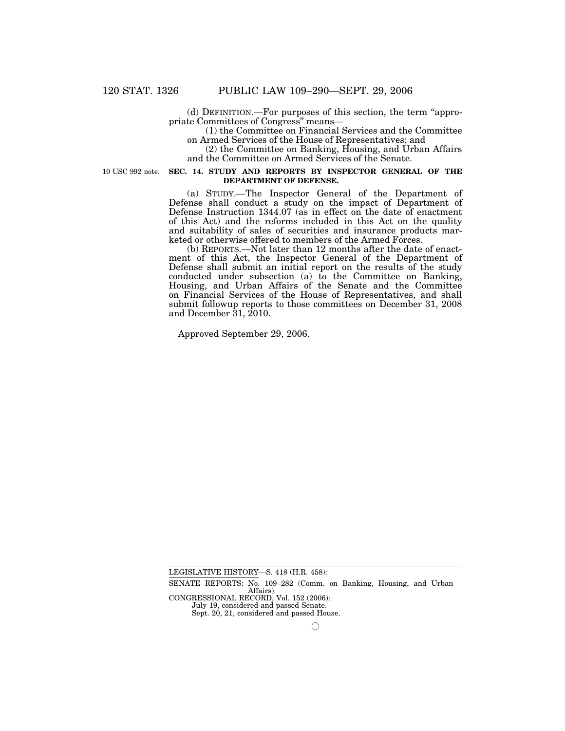(d) DEFINITION.—For purposes of this section, the term "appropriate Committees of Congress" means—

(1) the Committee on Financial Services and the Committee on Armed Services of the House of Representatives; and

(2) the Committee on Banking, Housing, and Urban Affairs and the Committee on Armed Services of the Senate.

10 USC 992 note.

**SEC. 14. STUDY AND REPORTS BY INSPECTOR GENERAL OF THE DEPARTMENT OF DEFENSE.**

(a) STUDY.—The Inspector General of the Department of Defense shall conduct a study on the impact of Department of Defense Instruction 1344.07 (as in effect on the date of enactment of this Act) and the reforms included in this Act on the quality and suitability of sales of securities and insurance products marketed or otherwise offered to members of the Armed Forces.

(b) REPORTS.—Not later than 12 months after the date of enactment of this Act, the Inspector General of the Department of Defense shall submit an initial report on the results of the study conducted under subsection (a) to the Committee on Banking, Housing, and Urban Affairs of the Senate and the Committee on Financial Services of the House of Representatives, and shall submit followup reports to those committees on December 31, 2008 and December 31, 2010.

Approved September 29, 2006.

LEGISLATIVE HISTORY—S. 418 (H.R. 458):

SENATE REPORTS: No. 109–282 (Comm. on Banking, Housing, and Urban Affairs).

CONGRESSIONAL RECORD, Vol. 152 (2006):

July 19, considered and passed Senate.

Sept. 20, 21, considered and passed House.

○